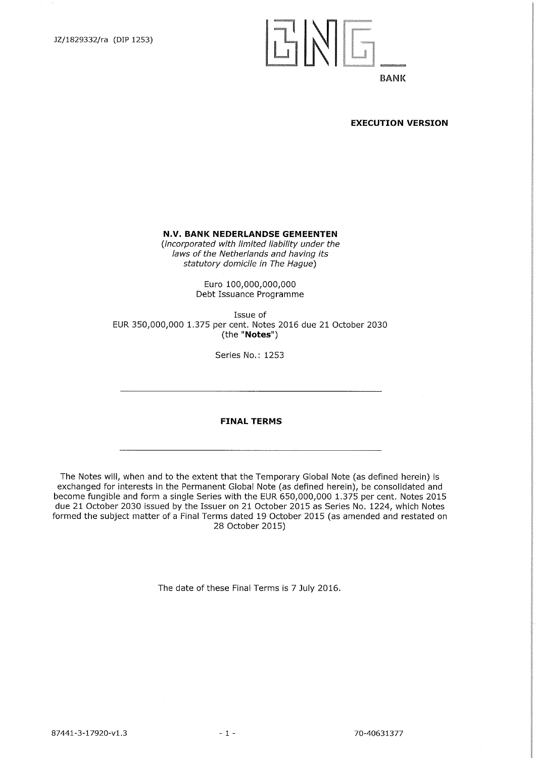JZ/1829332/ra (DIP 1253)

BNG BANK

**EXECUTION VERSION**

**N.V. BANK NEDERLANDSE GEMEENTEN**
*(incorporated with limited liability under the laws of the Netherlands and having its statutory domicile in The Hague)*

Euro 100,000,000,000
Debt Issuance Programme

Issue of
EUR 350,000,000 1.375 per cent. Notes 2016 due 21 October 2030
(the "**Notes**")

Series No.: 1253

---

**FINAL TERMS**

---

The Notes will, when and to the extent that the Temporary Global Note (as defined herein) is exchanged for interests in the Permanent Global Note (as defined herein), be consolidated and become fungible and form a single Series with the EUR 650,000,000 1.375 per cent. Notes 2015 due 21 October 2030 issued by the Issuer on 21 October 2015 as Series No. 1224, which Notes formed the subject matter of a Final Terms dated 19 October 2015 (as amended and restated on 28 October 2015)

The date of these Final Terms is 7 July 2016.

87441-3-17920-v1.3 | 70-40631377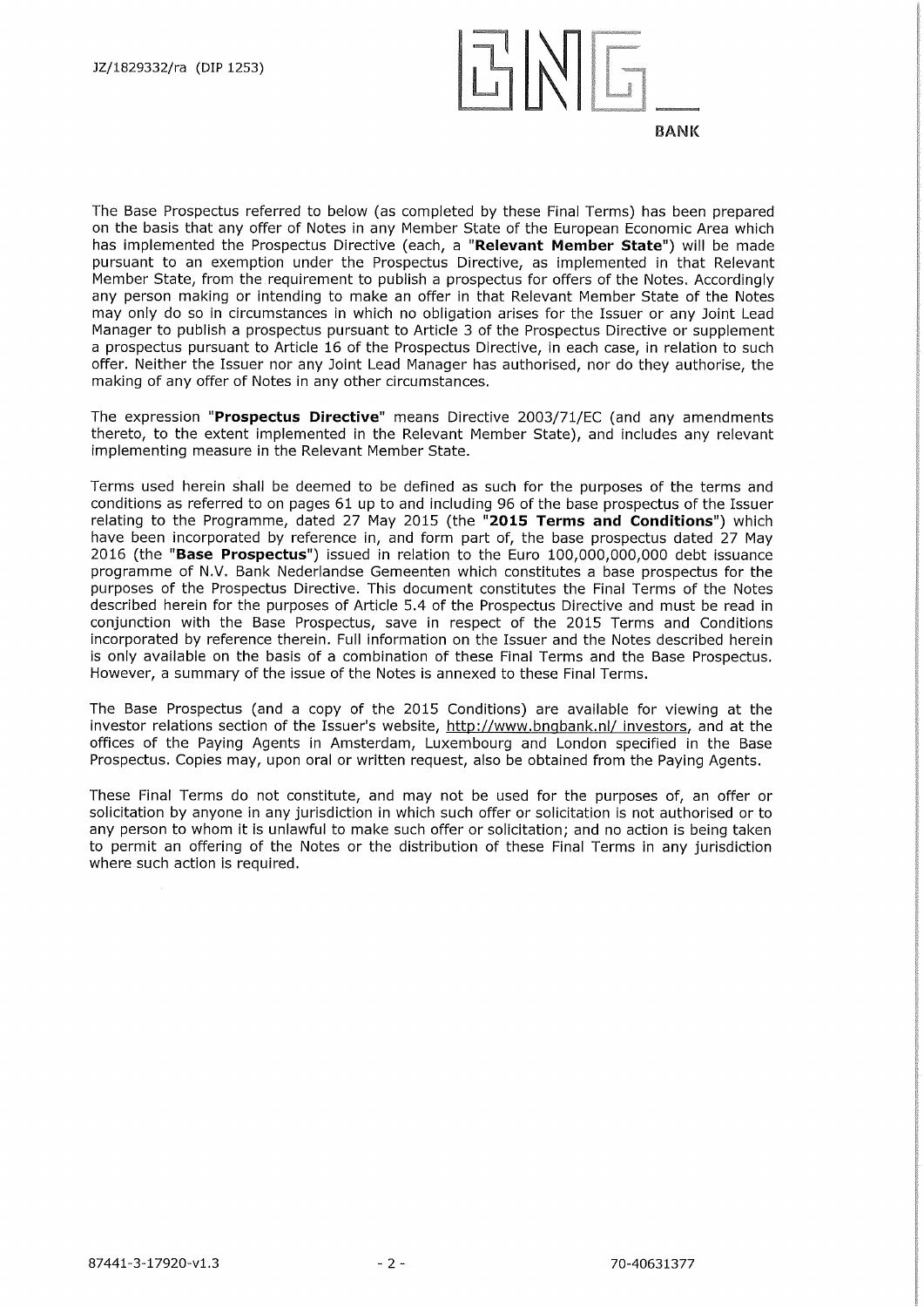The Base Prospectus referred to below (as completed by these Final Terms) has been prepared on the basis that any offer of Notes in any Member State of the European Economic Area which has implemented the Prospectus Directive (each, a "**Relevant Member State**") will be made pursuant to an exemption under the Prospectus Directive, as implemented in that Relevant Member State, from the requirement to publish a prospectus for offers of the Notes. Accordingly any person making or intending to make an offer in that Relevant Member State of the Notes may only do so in circumstances in which no obligation arises for the Issuer or any Joint Lead Manager to publish a prospectus pursuant to Article 3 of the Prospectus Directive or supplement a prospectus pursuant to Article 16 of the Prospectus Directive, in each case, in relation to such offer. Neither the Issuer nor any Joint Lead Manager has authorised, nor do they authorise, the making of any offer of Notes in any other circumstances.

The expression "**Prospectus Directive**" means Directive 2003/71/EC (and any amendments thereto, to the extent implemented in the Relevant Member State), and includes any relevant implementing measure in the Relevant Member State.

Terms used herein shall be deemed to be defined as such for the purposes of the terms and conditions as referred to on pages 61 up to and including 96 of the base prospectus of the Issuer relating to the Programme, dated 27 May 2015 (the "**2015 Terms and Conditions**") which have been incorporated by reference in, and form part of, the base prospectus dated 27 May 2016 (the "**Base Prospectus**") issued in relation to the Euro 100,000,000,000 debt issuance programme of N.V. Bank Nederlandse Gemeenten which constitutes a base prospectus for the purposes of the Prospectus Directive. This document constitutes the Final Terms of the Notes described herein for the purposes of Article 5.4 of the Prospectus Directive and must be read in conjunction with the Base Prospectus, save in respect of the 2015 Terms and Conditions incorporated by reference therein. Full information on the Issuer and the Notes described herein is only available on the basis of a combination of these Final Terms and the Base Prospectus. However, a summary of the issue of the Notes is annexed to these Final Terms.

The Base Prospectus (and a copy of the 2015 Conditions) are available for viewing at the investor relations section of the Issuer's website, http://www.bngbank.nl/ investors, and at the offices of the Paying Agents in Amsterdam, Luxembourg and London specified in the Base Prospectus. Copies may, upon oral or written request, also be obtained from the Paying Agents.

These Final Terms do not constitute, and may not be used for the purposes of, an offer or solicitation by anyone in any jurisdiction in which such offer or solicitation is not authorised or to any person to whom it is unlawful to make such offer or solicitation; and no action is being taken to permit an offering of the Notes or the distribution of these Final Terms in any jurisdiction where such action is required.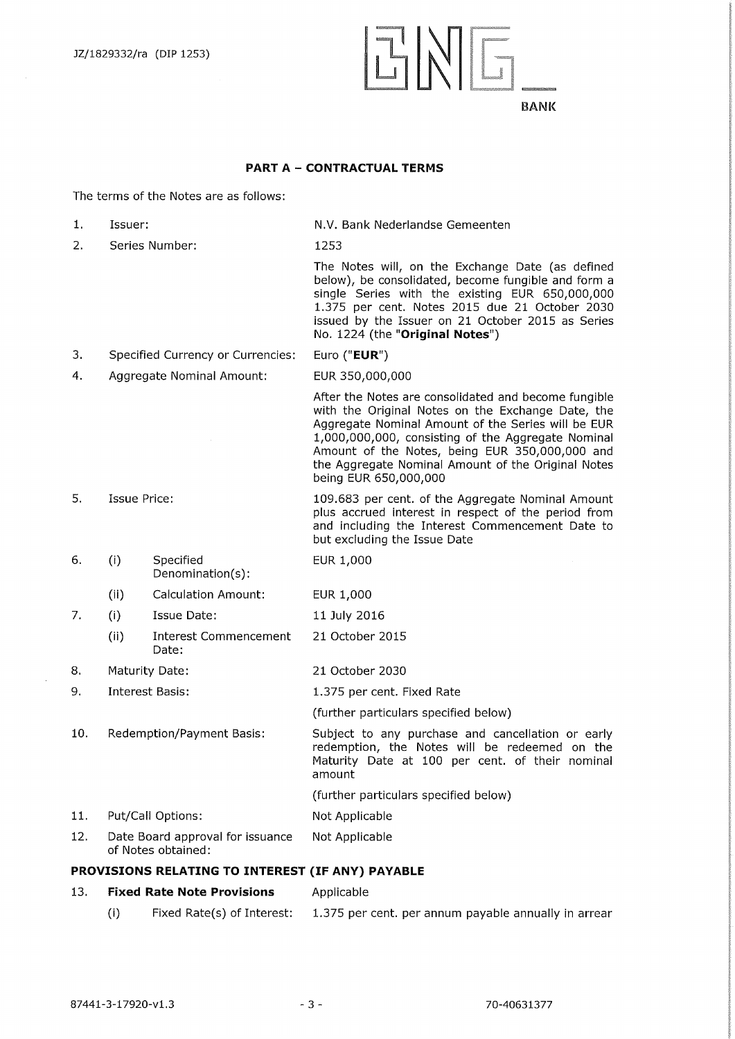## PART A – CONTRACTUAL TERMS

The terms of the Notes are as follows:

| | | | |
|---|---|---|---|
| 1. | Issuer: | | N.V. Bank Nederlandse Gemeenten |
| 2. | Series Number: | | 1253 |
| | | | The Notes will, on the Exchange Date (as defined below), be consolidated, become fungible and form a single Series with the existing EUR 650,000,000 1.375 per cent. Notes 2015 due 21 October 2030 issued by the Issuer on 21 October 2015 as Series No. 1224 (the "**Original Notes**") |
| 3. | Specified Currency or Currencies: | | Euro ("**EUR**") |
| 4. | Aggregate Nominal Amount: | | EUR 350,000,000 |
| | | | After the Notes are consolidated and become fungible with the Original Notes on the Exchange Date, the Aggregate Nominal Amount of the Series will be EUR 1,000,000,000, consisting of the Aggregate Nominal Amount of the Notes, being EUR 350,000,000 and the Aggregate Nominal Amount of the Original Notes being EUR 650,000,000 |
| 5. | Issue Price: | | 109.683 per cent. of the Aggregate Nominal Amount plus accrued interest in respect of the period from and including the Interest Commencement Date to but excluding the Issue Date |
| 6. | (i) | Specified Denomination(s): | EUR 1,000 |
| | (ii) | Calculation Amount: | EUR 1,000 |
| 7. | (i) | Issue Date: | 11 July 2016 |
| | (ii) | Interest Commencement Date: | 21 October 2015 |
| 8. | Maturity Date: | | 21 October 2030 |
| 9. | Interest Basis: | | 1.375 per cent. Fixed Rate |
| | | | (further particulars specified below) |
| 10. | Redemption/Payment Basis: | | Subject to any purchase and cancellation or early redemption, the Notes will be redeemed on the Maturity Date at 100 per cent. of their nominal amount |
| | | | (further particulars specified below) |
| 11. | Put/Call Options: | | Not Applicable |
| 12. | Date Board approval for issuance of Notes obtained: | | Not Applicable |

### PROVISIONS RELATING TO INTEREST (IF ANY) PAYABLE

| | | | |
|---|---|---|---|
| 13. | **Fixed Rate Note Provisions** | | Applicable |
| | (i) | Fixed Rate(s) of Interest: | 1.375 per cent. per annum payable annually in arrear |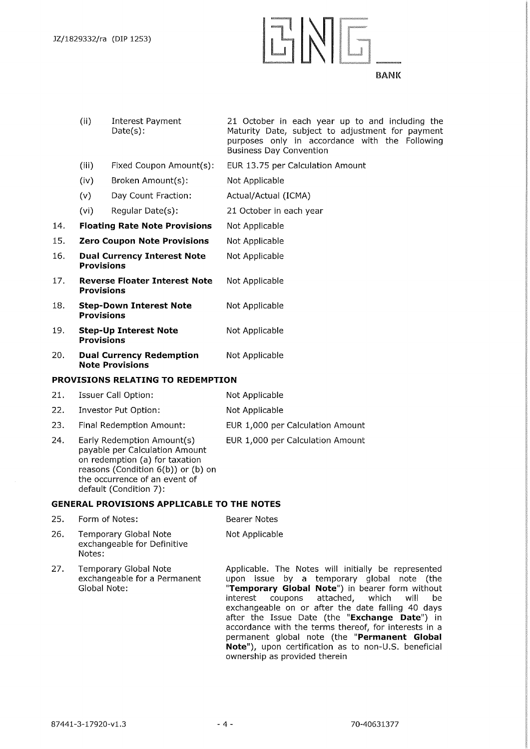| | | |
|---|---|---|
| | (ii) Interest Payment Date(s): | 21 October in each year up to and including the Maturity Date, subject to adjustment for payment purposes only in accordance with the Following Business Day Convention |
| | (iii) Fixed Coupon Amount(s): | EUR 13.75 per Calculation Amount |
| | (iv) Broken Amount(s): | Not Applicable |
| | (v) Day Count Fraction: | Actual/Actual (ICMA) |
| | (vi) Regular Date(s): | 21 October in each year |
| 14. | **Floating Rate Note Provisions** | Not Applicable |
| 15. | **Zero Coupon Note Provisions** | Not Applicable |
| 16. | **Dual Currency Interest Note Provisions** | Not Applicable |
| 17. | **Reverse Floater Interest Note Provisions** | Not Applicable |
| 18. | **Step-Down Interest Note Provisions** | Not Applicable |
| 19. | **Step-Up Interest Note Provisions** | Not Applicable |
| 20. | **Dual Currency Redemption Note Provisions** | Not Applicable |

**PROVISIONS RELATING TO REDEMPTION**

| | | |
|---|---|---|
| 21. | Issuer Call Option: | Not Applicable |
| 22. | Investor Put Option: | Not Applicable |
| 23. | Final Redemption Amount: | EUR 1,000 per Calculation Amount |
| 24. | Early Redemption Amount(s) payable per Calculation Amount on redemption (a) for taxation reasons (Condition 6(b)) or (b) on the occurrence of an event of default (Condition 7): | EUR 1,000 per Calculation Amount |

**GENERAL PROVISIONS APPLICABLE TO THE NOTES**

| | | |
|---|---|---|
| 25. | Form of Notes: | Bearer Notes |
| 26. | Temporary Global Note exchangeable for Definitive Notes: | Not Applicable |
| 27. | Temporary Global Note exchangeable for a Permanent Global Note: | Applicable. The Notes will initially be represented upon issue by a temporary global note (the "**Temporary Global Note**") in bearer form without interest coupons attached, which will be exchangeable on or after the date falling 40 days after the Issue Date (the "**Exchange Date**") in accordance with the terms thereof, for interests in a permanent global note (the "**Permanent Global Note**"), upon certification as to non-U.S. beneficial ownership as provided therein |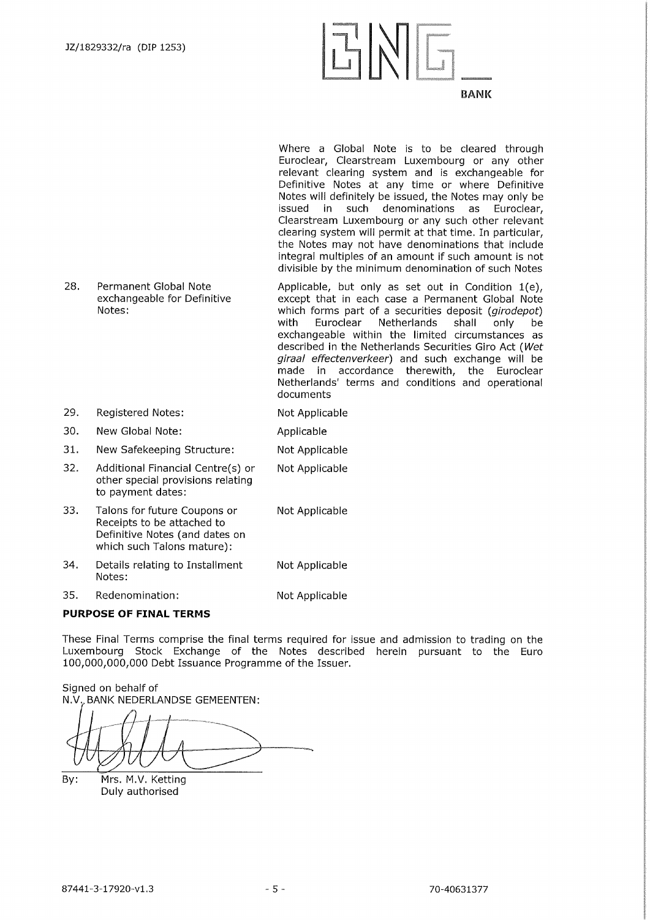| | | |
|---|---|---|
| | | Where a Global Note is to be cleared through Euroclear, Clearstream Luxembourg or any other relevant clearing system and is exchangeable for Definitive Notes at any time or where Definitive Notes will definitely be issued, the Notes may only be issued in such denominations as Euroclear, Clearstream Luxembourg or any such other relevant clearing system will permit at that time. In particular, the Notes may not have denominations that include integral multiples of an amount if such amount is not divisible by the minimum denomination of such Notes |
| 28. | Permanent Global Note exchangeable for Definitive Notes: | Applicable, but only as set out in Condition 1(e), except that in each case a Permanent Global Note which forms part of a securities deposit (*girodepot*) with Euroclear Netherlands shall only be exchangeable within the limited circumstances as described in the Netherlands Securities Giro Act (*Wet giraal effectenverkeer*) and such exchange will be made in accordance therewith, the Euroclear Netherlands' terms and conditions and operational documents |
| 29. | Registered Notes: | Not Applicable |
| 30. | New Global Note: | Applicable |
| 31. | New Safekeeping Structure: | Not Applicable |
| 32. | Additional Financial Centre(s) or other special provisions relating to payment dates: | Not Applicable |
| 33. | Talons for future Coupons or Receipts to be attached to Definitive Notes (and dates on which such Talons mature): | Not Applicable |
| 34. | Details relating to Installment Notes: | Not Applicable |
| 35. | Redenomination: | Not Applicable |

**PURPOSE OF FINAL TERMS**

These Final Terms comprise the final terms required for issue and admission to trading on the Luxembourg Stock Exchange of the Notes described herein pursuant to the Euro 100,000,000,000 Debt Issuance Programme of the Issuer.

Signed on behalf of
N.V. BANK NEDERLANDSE GEMEENTEN:

By: Mrs. M.V. Ketting
Duly authorised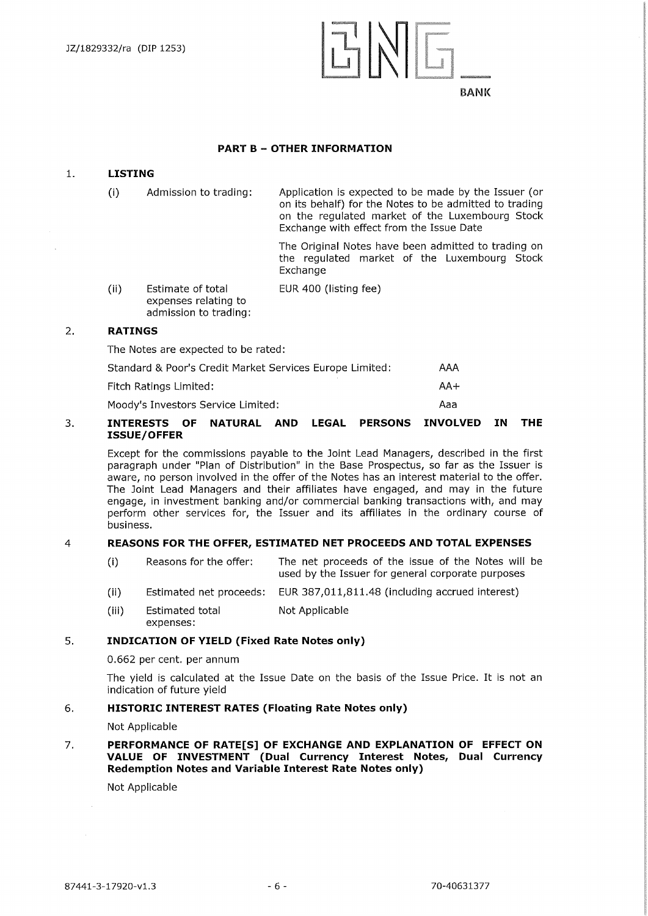## PART B – OTHER INFORMATION

### 1. LISTING

(i) Admission to trading: Application is expected to be made by the Issuer (or on its behalf) for the Notes to be admitted to trading on the regulated market of the Luxembourg Stock Exchange with effect from the Issue Date

The Original Notes have been admitted to trading on the regulated market of the Luxembourg Stock Exchange

(ii) Estimate of total expenses relating to admission to trading: EUR 400 (listing fee)

### 2. RATINGS

The Notes are expected to be rated:

| | |
|---|---|
| Standard & Poor's Credit Market Services Europe Limited: | AAA |
| Fitch Ratings Limited: | AA+ |
| Moody's Investors Service Limited: | Aaa |

### 3. INTERESTS OF NATURAL AND LEGAL PERSONS INVOLVED IN THE ISSUE/OFFER

Except for the commissions payable to the Joint Lead Managers, described in the first paragraph under "Plan of Distribution" in the Base Prospectus, so far as the Issuer is aware, no person involved in the offer of the Notes has an interest material to the offer. The Joint Lead Managers and their affiliates have engaged, and may in the future engage, in investment banking and/or commercial banking transactions with, and may perform other services for, the Issuer and its affiliates in the ordinary course of business.

### 4 REASONS FOR THE OFFER, ESTIMATED NET PROCEEDS AND TOTAL EXPENSES

(i) Reasons for the offer: The net proceeds of the issue of the Notes will be used by the Issuer for general corporate purposes

(ii) Estimated net proceeds: EUR 387,011,811.48 (including accrued interest)

(iii) Estimated total expenses: Not Applicable

### 5. INDICATION OF YIELD (Fixed Rate Notes only)

0.662 per cent. per annum

The yield is calculated at the Issue Date on the basis of the Issue Price. It is not an indication of future yield

### 6. HISTORIC INTEREST RATES (Floating Rate Notes only)

Not Applicable

### 7. PERFORMANCE OF RATE[S] OF EXCHANGE AND EXPLANATION OF EFFECT ON VALUE OF INVESTMENT (Dual Currency Interest Notes, Dual Currency Redemption Notes and Variable Interest Rate Notes only)

Not Applicable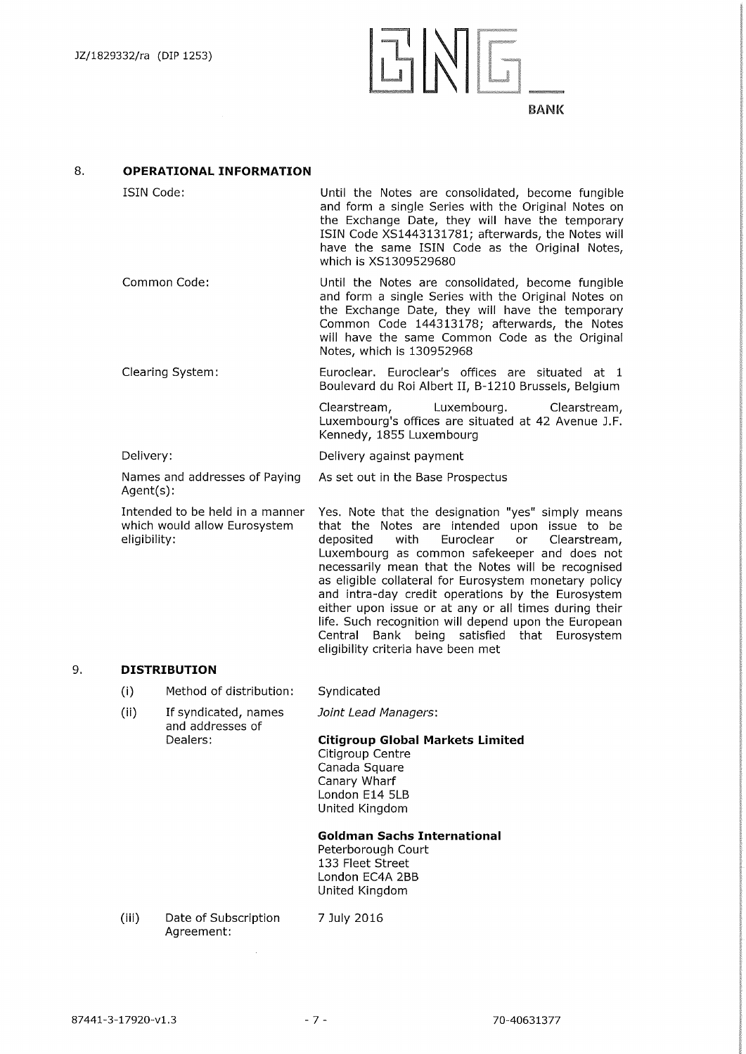## 8. OPERATIONAL INFORMATION

| | |
|---|---|
| ISIN Code: | Until the Notes are consolidated, become fungible and form a single Series with the Original Notes on the Exchange Date, they will have the temporary ISIN Code XS1443131781; afterwards, the Notes will have the same ISIN Code as the Original Notes, which is XS1309529680 |
| Common Code: | Until the Notes are consolidated, become fungible and form a single Series with the Original Notes on the Exchange Date, they will have the temporary Common Code 144313178; afterwards, the Notes will have the same Common Code as the Original Notes, which is 130952968 |
| Clearing System: | Euroclear. Euroclear's offices are situated at 1 Boulevard du Roi Albert II, B-1210 Brussels, Belgium<br><br>Clearstream, Luxembourg. Clearstream, Luxembourg's offices are situated at 42 Avenue J.F. Kennedy, 1855 Luxembourg |
| Delivery: | Delivery against payment |
| Names and addresses of Paying Agent(s): | As set out in the Base Prospectus |
| Intended to be held in a manner which would allow Eurosystem eligibility: | Yes. Note that the designation "yes" simply means that the Notes are intended upon issue to be deposited with Euroclear or Clearstream, Luxembourg as common safekeeper and does not necessarily mean that the Notes will be recognised as eligible collateral for Eurosystem monetary policy and intra-day credit operations by the Eurosystem either upon issue or at any or all times during their life. Such recognition will depend upon the European Central Bank being satisfied that Eurosystem eligibility criteria have been met |

## 9. DISTRIBUTION

| | | |
|---|---|---|
| (i) | Method of distribution: | Syndicated |
| (ii) | If syndicated, names and addresses of Dealers: | *Joint Lead Managers*:<br><br>**Citigroup Global Markets Limited**<br>Citigroup Centre<br>Canada Square<br>Canary Wharf<br>London E14 5LB<br>United Kingdom<br><br>**Goldman Sachs International**<br>Peterborough Court<br>133 Fleet Street<br>London EC4A 2BB<br>United Kingdom |
| (iii) | Date of Subscription Agreement: | 7 July 2016 |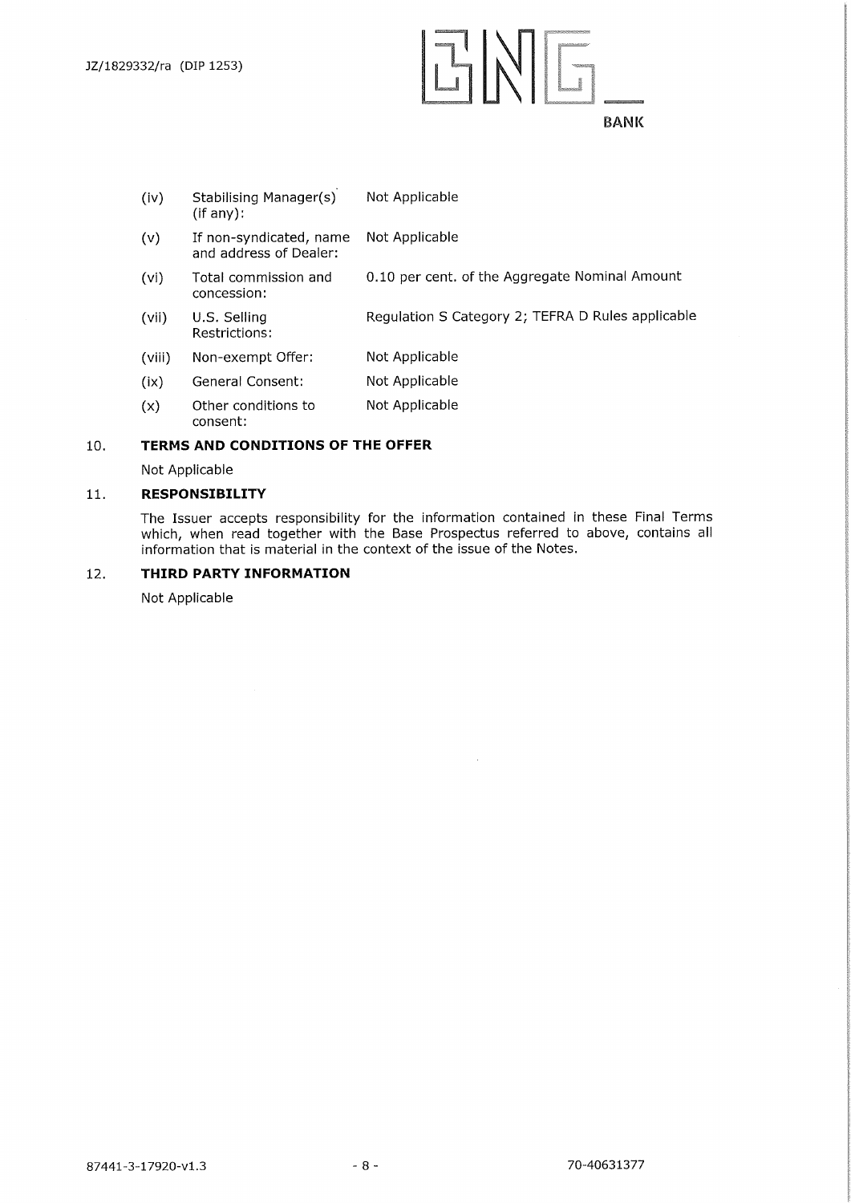| | | |
|---|---|---|
| (iv) | Stabilising Manager(s) (if any): | Not Applicable |
| (v) | If non-syndicated, name and address of Dealer: | Not Applicable |
| (vi) | Total commission and concession: | 0.10 per cent. of the Aggregate Nominal Amount |
| (vii) | U.S. Selling Restrictions: | Regulation S Category 2; TEFRA D Rules applicable |
| (viii) | Non-exempt Offer: | Not Applicable |
| (ix) | General Consent: | Not Applicable |
| (x) | Other conditions to consent: | Not Applicable |

## 10. TERMS AND CONDITIONS OF THE OFFER

Not Applicable

## 11. RESPONSIBILITY

The Issuer accepts responsibility for the information contained in these Final Terms which, when read together with the Base Prospectus referred to above, contains all information that is material in the context of the issue of the Notes.

## 12. THIRD PARTY INFORMATION

Not Applicable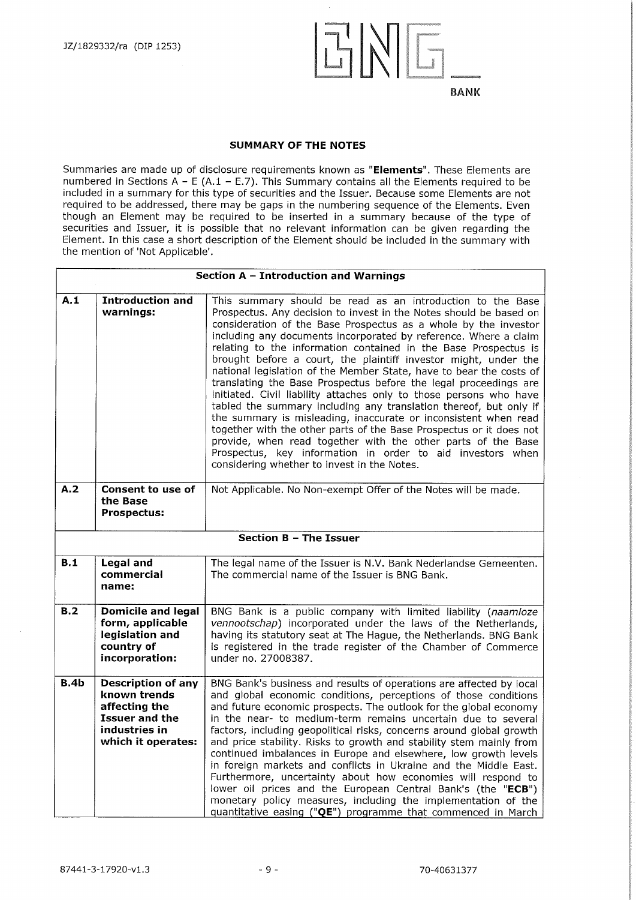## SUMMARY OF THE NOTES

Summaries are made up of disclosure requirements known as "**Elements**". These Elements are numbered in Sections A – E (A.1 – E.7). This Summary contains all the Elements required to be included in a summary for this type of securities and the Issuer. Because some Elements are not required to be addressed, there may be gaps in the numbering sequence of the Elements. Even though an Element may be required to be inserted in a summary because of the type of securities and Issuer, it is possible that no relevant information can be given regarding the Element. In this case a short description of the Element should be included in the summary with the mention of 'Not Applicable'.

| **Section A – Introduction and Warnings** | | |
|---|---|---|
| **A.1** | **Introduction and warnings:** | This summary should be read as an introduction to the Base Prospectus. Any decision to invest in the Notes should be based on consideration of the Base Prospectus as a whole by the investor including any documents incorporated by reference. Where a claim relating to the information contained in the Base Prospectus is brought before a court, the plaintiff investor might, under the national legislation of the Member State, have to bear the costs of translating the Base Prospectus before the legal proceedings are initiated. Civil liability attaches only to those persons who have tabled the summary including any translation thereof, but only if the summary is misleading, inaccurate or inconsistent when read together with the other parts of the Base Prospectus or it does not provide, when read together with the other parts of the Base Prospectus, key information in order to aid investors when considering whether to invest in the Notes. |
| **A.2** | **Consent to use of the Base Prospectus:** | Not Applicable. No Non-exempt Offer of the Notes will be made. |
| **Section B – The Issuer** | | |
| **B.1** | **Legal and commercial name:** | The legal name of the Issuer is N.V. Bank Nederlandse Gemeenten. The commercial name of the Issuer is BNG Bank. |
| **B.2** | **Domicile and legal form, applicable legislation and country of incorporation:** | BNG Bank is a public company with limited liability (*naamloze vennootschap*) incorporated under the laws of the Netherlands, having its statutory seat at The Hague, the Netherlands. BNG Bank is registered in the trade register of the Chamber of Commerce under no. 27008387. |
| **B.4b** | **Description of any known trends affecting the Issuer and the industries in which it operates:** | BNG Bank's business and results of operations are affected by local and global economic conditions, perceptions of those conditions and future economic prospects. The outlook for the global economy in the near- to medium-term remains uncertain due to several factors, including geopolitical risks, concerns around global growth and price stability. Risks to growth and stability stem mainly from continued imbalances in Europe and elsewhere, low growth levels in foreign markets and conflicts in Ukraine and the Middle East. Furthermore, uncertainty about how economies will respond to lower oil prices and the European Central Bank's (the "**ECB**") monetary policy measures, including the implementation of the quantitative easing ("**QE**") programme that commenced in March |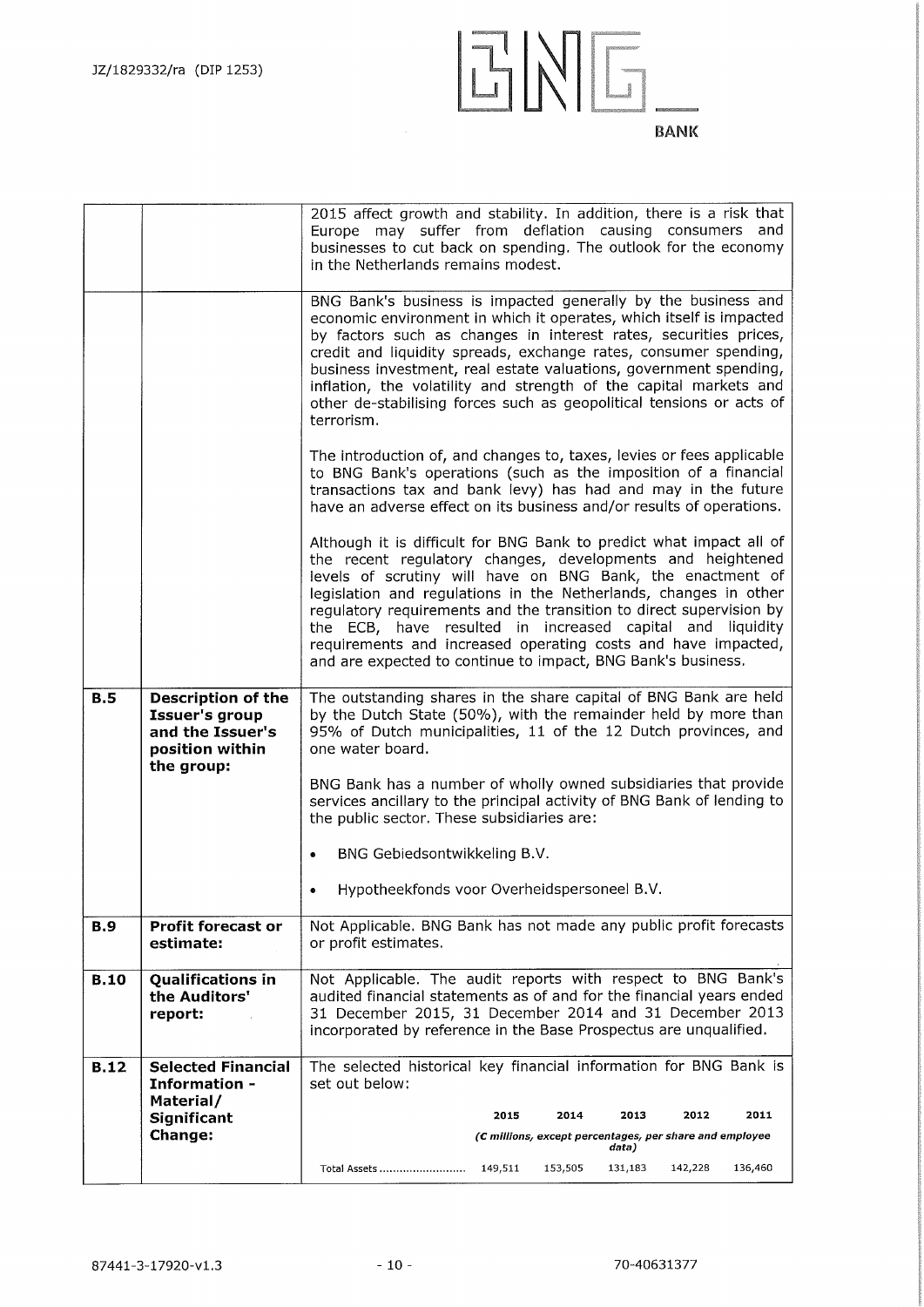| | | |
|---|---|---|
| | | 2015 affect growth and stability. In addition, there is a risk that Europe may suffer from deflation causing consumers and businesses to cut back on spending. The outlook for the economy in the Netherlands remains modest. |
| | | BNG Bank's business is impacted generally by the business and economic environment in which it operates, which itself is impacted by factors such as changes in interest rates, securities prices, credit and liquidity spreads, exchange rates, consumer spending, business investment, real estate valuations, government spending, inflation, the volatility and strength of the capital markets and other de-stabilising forces such as geopolitical tensions or acts of terrorism.<br><br>The introduction of, and changes to, taxes, levies or fees applicable to BNG Bank's operations (such as the imposition of a financial transactions tax and bank levy) has had and may in the future have an adverse effect on its business and/or results of operations.<br><br>Although it is difficult for BNG Bank to predict what impact all of the recent regulatory changes, developments and heightened levels of scrutiny will have on BNG Bank, the enactment of legislation and regulations in the Netherlands, changes in other regulatory requirements and the transition to direct supervision by the ECB, have resulted in increased capital and liquidity requirements and increased operating costs and have impacted, and are expected to continue to impact, BNG Bank's business. |
| **B.5** | **Description of the Issuer's group and the Issuer's position within the group:** | The outstanding shares in the share capital of BNG Bank are held by the Dutch State (50%), with the remainder held by more than 95% of Dutch municipalities, 11 of the 12 Dutch provinces, and one water board.<br><br>BNG Bank has a number of wholly owned subsidiaries that provide services ancillary to the principal activity of BNG Bank of lending to the public sector. These subsidiaries are:<br><br>• BNG Gebiedsontwikkeling B.V.<br><br>• Hypotheekfonds voor Overheidspersoneel B.V. |
| **B.9** | **Profit forecast or estimate:** | Not Applicable. BNG Bank has not made any public profit forecasts or profit estimates. |
| **B.10** | **Qualifications in the Auditors' report:** | Not Applicable. The audit reports with respect to BNG Bank's audited financial statements as of and for the financial years ended 31 December 2015, 31 December 2014 and 31 December 2013 incorporated by reference in the Base Prospectus are unqualified. |
| **B.12** | **Selected Financial Information - Material/ Significant Change:** | The selected historical key financial information for BNG Bank is set out below:<br><br>\| \| 2015 \| 2014 \| 2013 \| 2012 \| 2011 \|<br>*(€ millions, except percentages, per share and employee data)*<br>Total Assets .......... 149,511 \| 153,505 \| 131,183 \| 142,228 \| 136,460 |

| | 2015 | 2014 | 2013 | 2012 | 2011 |
|---|---|---|---|---|---|
| | *(€ millions, except percentages, per share and employee data)* | | | | |
| Total Assets .......................... | 149,511 | 153,505 | 131,183 | 142,228 | 136,460 |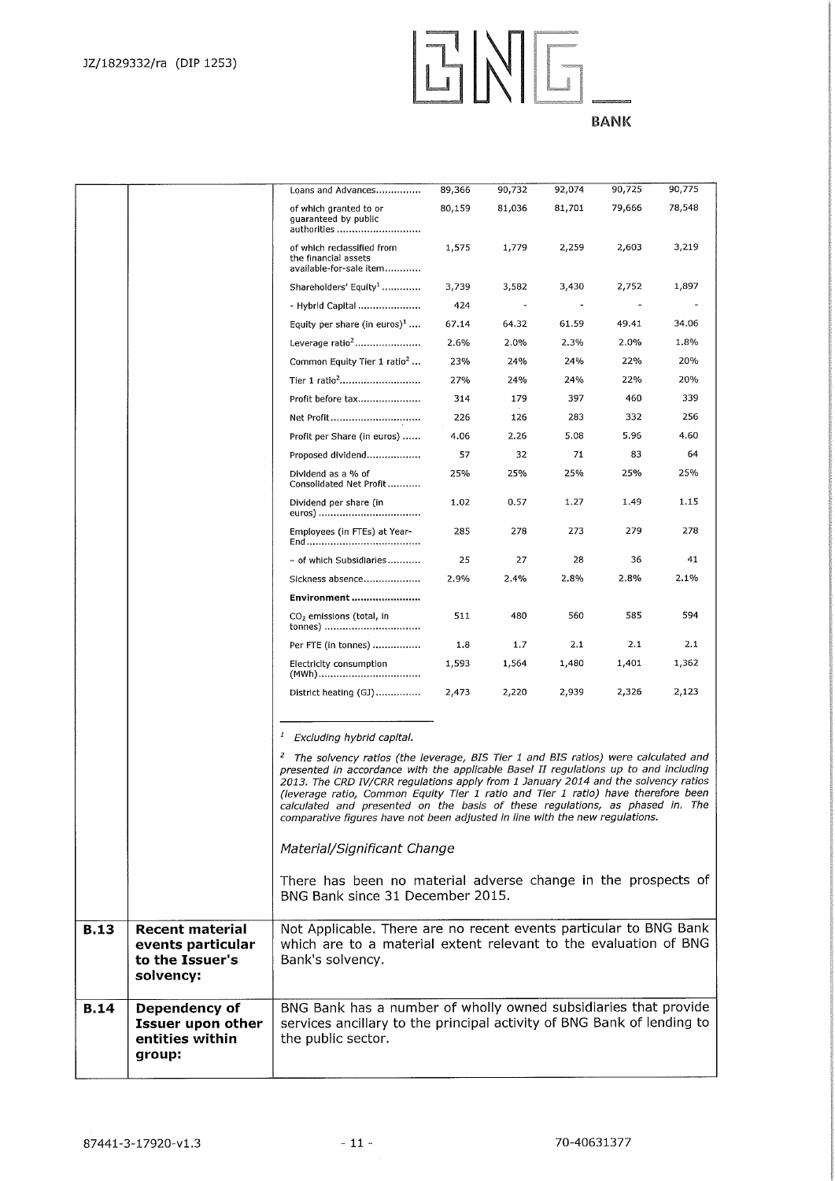| | | | | | | |
|---|---|---|---|---|---|---|
| | Loans and Advances | 89,366 | 90,732 | 92,074 | 90,725 | 90,775 |
| | of which granted to or guaranteed by public authorities | 80,159 | 81,036 | 81,701 | 79,666 | 78,548 |
| | of which reclassified from the financial assets available-for-sale item | 1,575 | 1,779 | 2,259 | 2,603 | 3,219 |
| | Shareholders' Equity[1] | 3,739 | 3,582 | 3,430 | 2,752 | 1,897 |
| | - Hybrid Capital | 424 | - | - | - | - |
| | Equity per share (in euros)[1] | 67.14 | 64.32 | 61.59 | 49.41 | 34.06 |
| | Leverage ratio[2] | 2.6% | 2.0% | 2.3% | 2.0% | 1.8% |
| | Common Equity Tier 1 ratio[2] | 23% | 24% | 24% | 22% | 20% |
| | Tier 1 ratio[2] | 27% | 24% | 24% | 22% | 20% |
| | Profit before tax | 314 | 179 | 397 | 460 | 339 |
| | Net Profit | 226 | 126 | 283 | 332 | 256 |
| | Profit per Share (in euros) | 4.06 | 2.26 | 5.08 | 5.96 | 4.60 |
| | Proposed dividend | 57 | 32 | 71 | 83 | 64 |
| | Dividend as a % of Consolidated Net Profit | 25% | 25% | 25% | 25% | 25% |
| | Dividend per share (in euros) | 1.02 | 0.57 | 1.27 | 1.49 | 1.15 |
| | Employees (in FTEs) at Year-End | 285 | 278 | 273 | 279 | 278 |
| | - of which Subsidiaries | 25 | 27 | 28 | 36 | 41 |
| | Sickness absence | 2.9% | 2.4% | 2.8% | 2.8% | 2.1% |
| | **Environment** | | | | | |
| | $CO_2$ emissions (total, in tonnes) | 511 | 480 | 560 | 585 | 594 |
| | Per FTE (in tonnes) | 1.8 | 1.7 | 2.1 | 2.1 | 2.1 |
| | Electricity consumption (MWh) | 1,593 | 1,564 | 1,480 | 1,401 | 1,362 |
| | District heating (GJ) | 2,473 | 2,220 | 2,939 | 2,326 | 2,123 |

[1] *Excluding hybrid capital.*

[2] *The solvency ratios (the leverage, BIS Tier 1 and BIS ratios) were calculated and presented in accordance with the applicable Basel II regulations up to and including 2013. The CRD IV/CRR regulations apply from 1 January 2014 and the solvency ratios (leverage ratio, Common Equity Tier 1 ratio and Tier 1 ratio) have therefore been calculated and presented on the basis of these regulations, as phased in. The comparative figures have not been adjusted in line with the new regulations.*

*Material/Significant Change*

There has been no material adverse change in the prospects of BNG Bank since 31 December 2015.

| | | |
|---|---|---|
| **B.13** | **Recent material events particular to the Issuer's solvency:** | Not Applicable. There are no recent events particular to BNG Bank which are to a material extent relevant to the evaluation of BNG Bank's solvency. |
| **B.14** | **Dependency of Issuer upon other entities within group:** | BNG Bank has a number of wholly owned subsidiaries that provide services ancillary to the principal activity of BNG Bank of lending to the public sector. |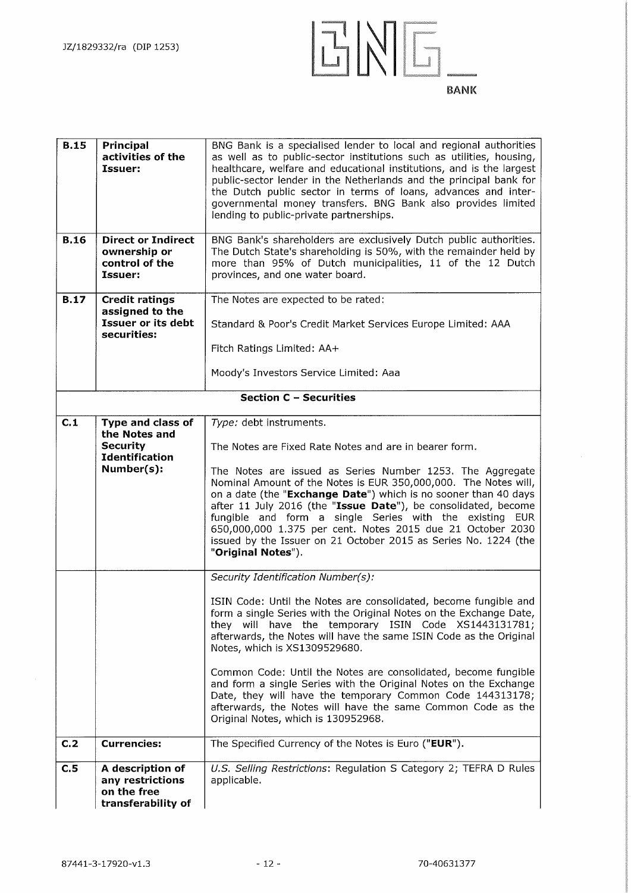| | | |
|---|---|---|
| **B.15** | **Principal activities of the Issuer:** | BNG Bank is a specialised lender to local and regional authorities as well as to public-sector institutions such as utilities, housing, healthcare, welfare and educational institutions, and is the largest public-sector lender in the Netherlands and the principal bank for the Dutch public sector in terms of loans, advances and inter-governmental money transfers. BNG Bank also provides limited lending to public-private partnerships. |
| **B.16** | **Direct or Indirect ownership or control of the Issuer:** | BNG Bank's shareholders are exclusively Dutch public authorities. The Dutch State's shareholding is 50%, with the remainder held by more than 95% of Dutch municipalities, 11 of the 12 Dutch provinces, and one water board. |
| **B.17** | **Credit ratings assigned to the Issuer or its debt securities:** | The Notes are expected to be rated:<br><br>Standard & Poor's Credit Market Services Europe Limited: AAA<br><br>Fitch Ratings Limited: AA+<br><br>Moody's Investors Service Limited: Aaa |
| | | **Section C – Securities** |
| **C.1** | **Type and class of the Notes and Security Identification Number(s):** | *Type:* debt instruments.<br><br>The Notes are Fixed Rate Notes and are in bearer form.<br><br>The Notes are issued as Series Number 1253. The Aggregate Nominal Amount of the Notes is EUR 350,000,000. The Notes will, on a date (the "**Exchange Date**") which is no sooner than 40 days after 11 July 2016 (the "**Issue Date**"), be consolidated, become fungible and form a single Series with the existing EUR 650,000,000 1.375 per cent. Notes 2015 due 21 October 2030 issued by the Issuer on 21 October 2015 as Series No. 1224 (the "**Original Notes**"). |
| | | *Security Identification Number(s):*<br><br>ISIN Code: Until the Notes are consolidated, become fungible and form a single Series with the Original Notes on the Exchange Date, they will have the temporary ISIN Code XS1443131781; afterwards, the Notes will have the same ISIN Code as the Original Notes, which is XS1309529680.<br><br>Common Code: Until the Notes are consolidated, become fungible and form a single Series with the Original Notes on the Exchange Date, they will have the temporary Common Code 144313178; afterwards, the Notes will have the same Common Code as the Original Notes, which is 130952968. |
| **C.2** | **Currencies:** | The Specified Currency of the Notes is Euro ("**EUR**"). |
| **C.5** | **A description of any restrictions on the free transferability of** | *U.S. Selling Restrictions*: Regulation S Category 2; TEFRA D Rules applicable. |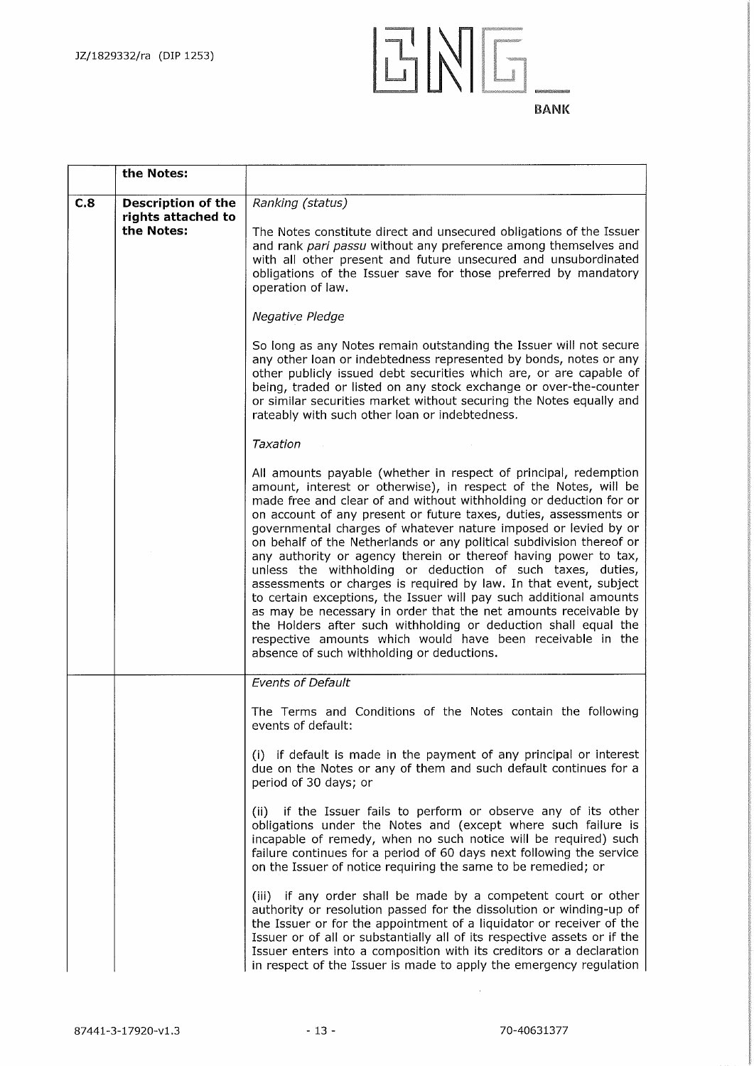| | the Notes: | |
|---|---|---|
| C.8 | Description of the rights attached to the Notes: | *Ranking (status)*<br><br>The Notes constitute direct and unsecured obligations of the Issuer and rank *pari passu* without any preference among themselves and with all other present and future unsecured and unsubordinated obligations of the Issuer save for those preferred by mandatory operation of law.<br><br>*Negative Pledge*<br><br>So long as any Notes remain outstanding the Issuer will not secure any other loan or indebtedness represented by bonds, notes or any other publicly issued debt securities which are, or are capable of being, traded or listed on any stock exchange or over-the-counter or similar securities market without securing the Notes equally and rateably with such other loan or indebtedness.<br><br>*Taxation*<br><br>All amounts payable (whether in respect of principal, redemption amount, interest or otherwise), in respect of the Notes, will be made free and clear of and without withholding or deduction for or on account of any present or future taxes, duties, assessments or governmental charges of whatever nature imposed or levied by or on behalf of the Netherlands or any political subdivision thereof or any authority or agency therein or thereof having power to tax, unless the withholding or deduction of such taxes, duties, assessments or charges is required by law. In that event, subject to certain exceptions, the Issuer will pay such additional amounts as may be necessary in order that the net amounts receivable by the Holders after such withholding or deduction shall equal the respective amounts which would have been receivable in the absence of such withholding or deductions. |
| | | *Events of Default*<br><br>The Terms and Conditions of the Notes contain the following events of default:<br><br>(i) if default is made in the payment of any principal or interest due on the Notes or any of them and such default continues for a period of 30 days; or<br><br>(ii) if the Issuer fails to perform or observe any of its other obligations under the Notes and (except where such failure is incapable of remedy, when no such notice will be required) such failure continues for a period of 60 days next following the service on the Issuer of notice requiring the same to be remedied; or<br><br>(iii) if any order shall be made by a competent court or other authority or resolution passed for the dissolution or winding-up of the Issuer or for the appointment of a liquidator or receiver of the Issuer or of all or substantially all of its respective assets or if the Issuer enters into a composition with its creditors or a declaration in respect of the Issuer is made to apply the emergency regulation |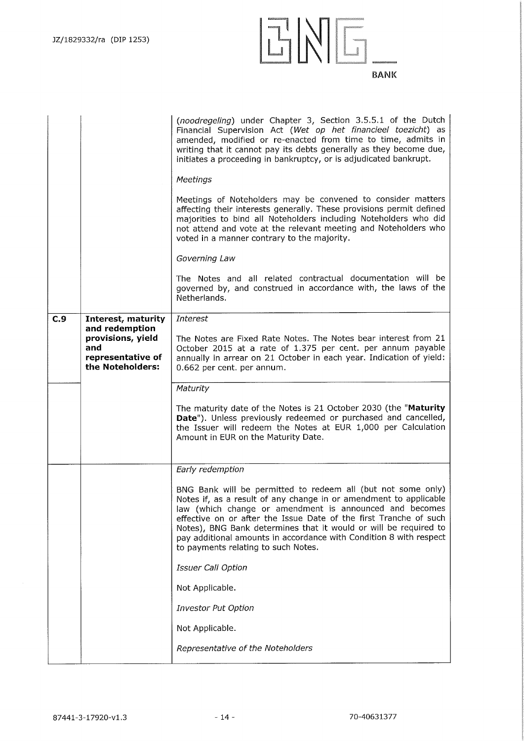| | | |
|---|---|---|
| | | (*noodregeling*) under Chapter 3, Section 3.5.5.1 of the Dutch Financial Supervision Act (*Wet op het financieel toezicht*) as amended, modified or re-enacted from time to time, admits in writing that it cannot pay its debts generally as they become due, initiates a proceeding in bankruptcy, or is adjudicated bankrupt.<br><br>*Meetings*<br><br>Meetings of Noteholders may be convened to consider matters affecting their interests generally. These provisions permit defined majorities to bind all Noteholders including Noteholders who did not attend and vote at the relevant meeting and Noteholders who voted in a manner contrary to the majority.<br><br>*Governing Law*<br><br>The Notes and all related contractual documentation will be governed by, and construed in accordance with, the laws of the Netherlands. |
| **C.9** | **Interest, maturity and redemption provisions, yield and representative of the Noteholders:** | *Interest*<br><br>The Notes are Fixed Rate Notes. The Notes bear interest from 21 October 2015 at a rate of 1.375 per cent. per annum payable annually in arrear on 21 October in each year. Indication of yield: 0.662 per cent. per annum. |
| | | *Maturity*<br><br>The maturity date of the Notes is 21 October 2030 (the "**Maturity Date**"). Unless previously redeemed or purchased and cancelled, the Issuer will redeem the Notes at EUR 1,000 per Calculation Amount in EUR on the Maturity Date. |
| | | *Early redemption*<br><br>BNG Bank will be permitted to redeem all (but not some only) Notes if, as a result of any change in or amendment to applicable law (which change or amendment is announced and becomes effective on or after the Issue Date of the first Tranche of such Notes), BNG Bank determines that it would or will be required to pay additional amounts in accordance with Condition 8 with respect to payments relating to such Notes.<br><br>*Issuer Call Option*<br><br>Not Applicable.<br><br>*Investor Put Option*<br><br>Not Applicable.<br><br>*Representative of the Noteholders* |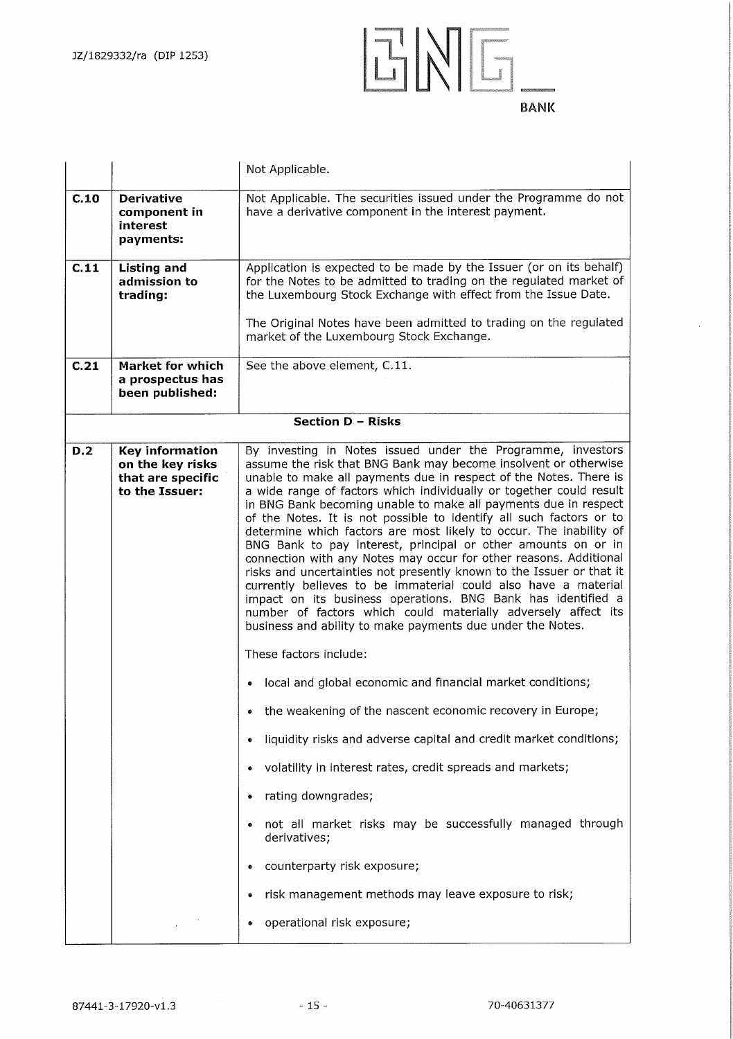| | | |
|---|---|---|
| | | Not Applicable. |
| **C.10** | **Derivative component in interest payments:** | Not Applicable. The securities issued under the Programme do not have a derivative component in the interest payment. |
| **C.11** | **Listing and admission to trading:** | Application is expected to be made by the Issuer (or on its behalf) for the Notes to be admitted to trading on the regulated market of the Luxembourg Stock Exchange with effect from the Issue Date.<br><br>The Original Notes have been admitted to trading on the regulated market of the Luxembourg Stock Exchange. |
| **C.21** | **Market for which a prospectus has been published:** | See the above element, C.11. |
| | | **Section D – Risks** |
| **D.2** | **Key information on the key risks that are specific to the Issuer:** | By investing in Notes issued under the Programme, investors assume the risk that BNG Bank may become insolvent or otherwise unable to make all payments due in respect of the Notes. There is a wide range of factors which individually or together could result in BNG Bank becoming unable to make all payments due in respect of the Notes. It is not possible to identify all such factors or to determine which factors are most likely to occur. The inability of BNG Bank to pay interest, principal or other amounts on or in connection with any Notes may occur for other reasons. Additional risks and uncertainties not presently known to the Issuer or that it currently believes to be immaterial could also have a material impact on its business operations. BNG Bank has identified a number of factors which could materially adversely affect its business and ability to make payments due under the Notes.<br><br>These factors include:<br><br>• local and global economic and financial market conditions;<br>• the weakening of the nascent economic recovery in Europe;<br>• liquidity risks and adverse capital and credit market conditions;<br>• volatility in interest rates, credit spreads and markets;<br>• rating downgrades;<br>• not all market risks may be successfully managed through derivatives;<br>• counterparty risk exposure;<br>• risk management methods may leave exposure to risk;<br>• operational risk exposure; |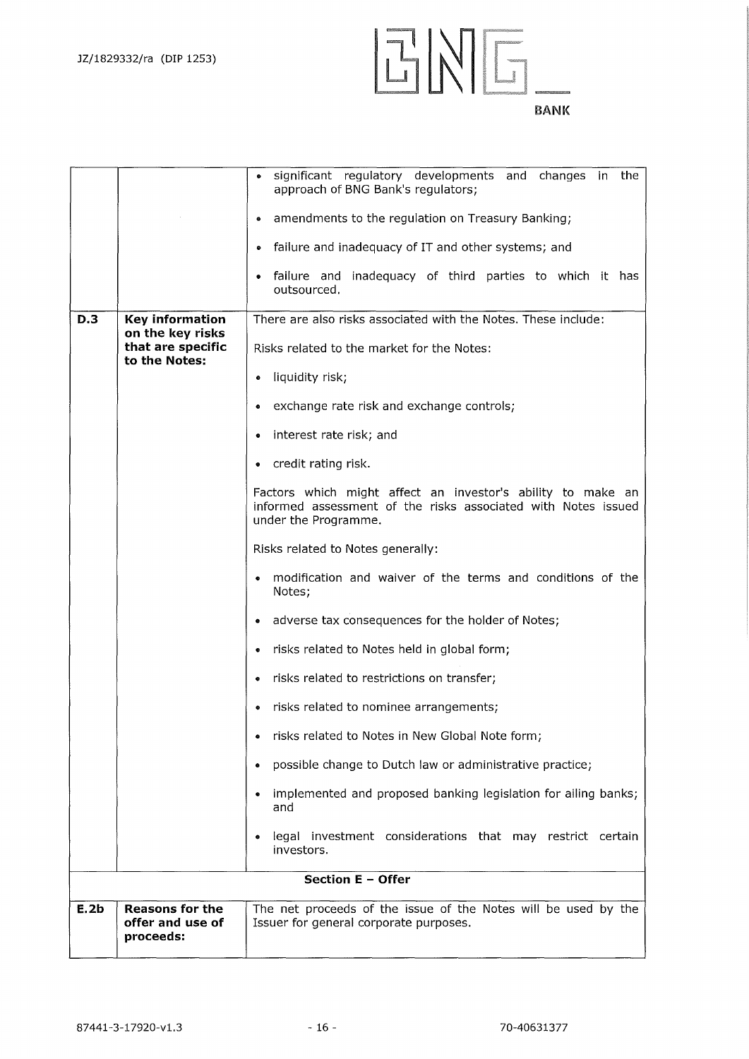| | | |
|---|---|---|
| | | • significant regulatory developments and changes in the approach of BNG Bank's regulators;<br><br>• amendments to the regulation on Treasury Banking;<br><br>• failure and inadequacy of IT and other systems; and<br><br>• failure and inadequacy of third parties to which it has outsourced. |
| **D.3** | **Key information on the key risks that are specific to the Notes:** | There are also risks associated with the Notes. These include:<br><br>Risks related to the market for the Notes:<br><br>• liquidity risk;<br><br>• exchange rate risk and exchange controls;<br><br>• interest rate risk; and<br><br>• credit rating risk.<br><br>Factors which might affect an investor's ability to make an informed assessment of the risks associated with Notes issued under the Programme.<br><br>Risks related to Notes generally:<br><br>• modification and waiver of the terms and conditions of the Notes;<br><br>• adverse tax consequences for the holder of Notes;<br><br>• risks related to Notes held in global form;<br><br>• risks related to restrictions on transfer;<br><br>• risks related to nominee arrangements;<br><br>• risks related to Notes in New Global Note form;<br><br>• possible change to Dutch law or administrative practice;<br><br>• implemented and proposed banking legislation for ailing banks; and<br><br>• legal investment considerations that may restrict certain investors. |
| | | **Section E – Offer** |
| **E.2b** | **Reasons for the offer and use of proceeds:** | The net proceeds of the issue of the Notes will be used by the Issuer for general corporate purposes. |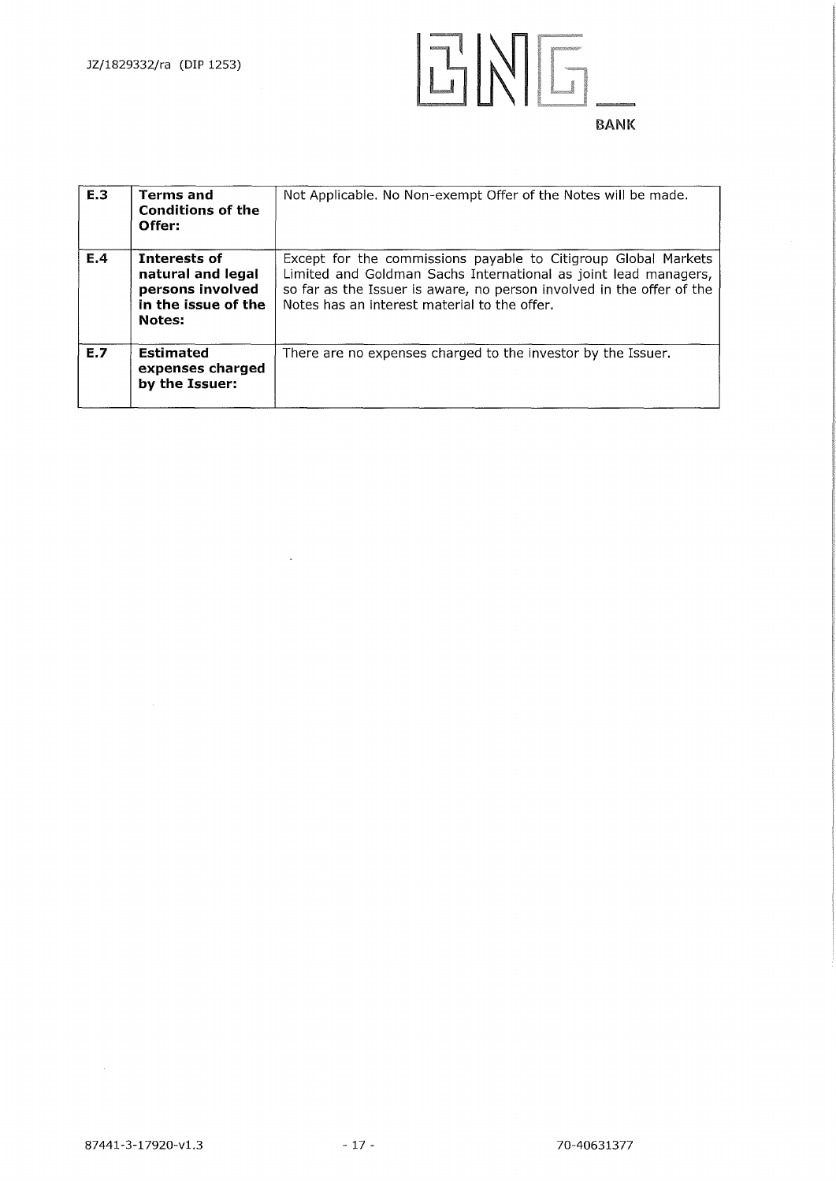| | | |
|---|---|---|
| **E.3** | **Terms and Conditions of the Offer:** | Not Applicable. No Non-exempt Offer of the Notes will be made. |
| **E.4** | **Interests of natural and legal persons involved in the issue of the Notes:** | Except for the commissions payable to Citigroup Global Markets Limited and Goldman Sachs International as joint lead managers, so far as the Issuer is aware, no person involved in the offer of the Notes has an interest material to the offer. |
| **E.7** | **Estimated expenses charged by the Issuer:** | There are no expenses charged to the investor by the Issuer. |